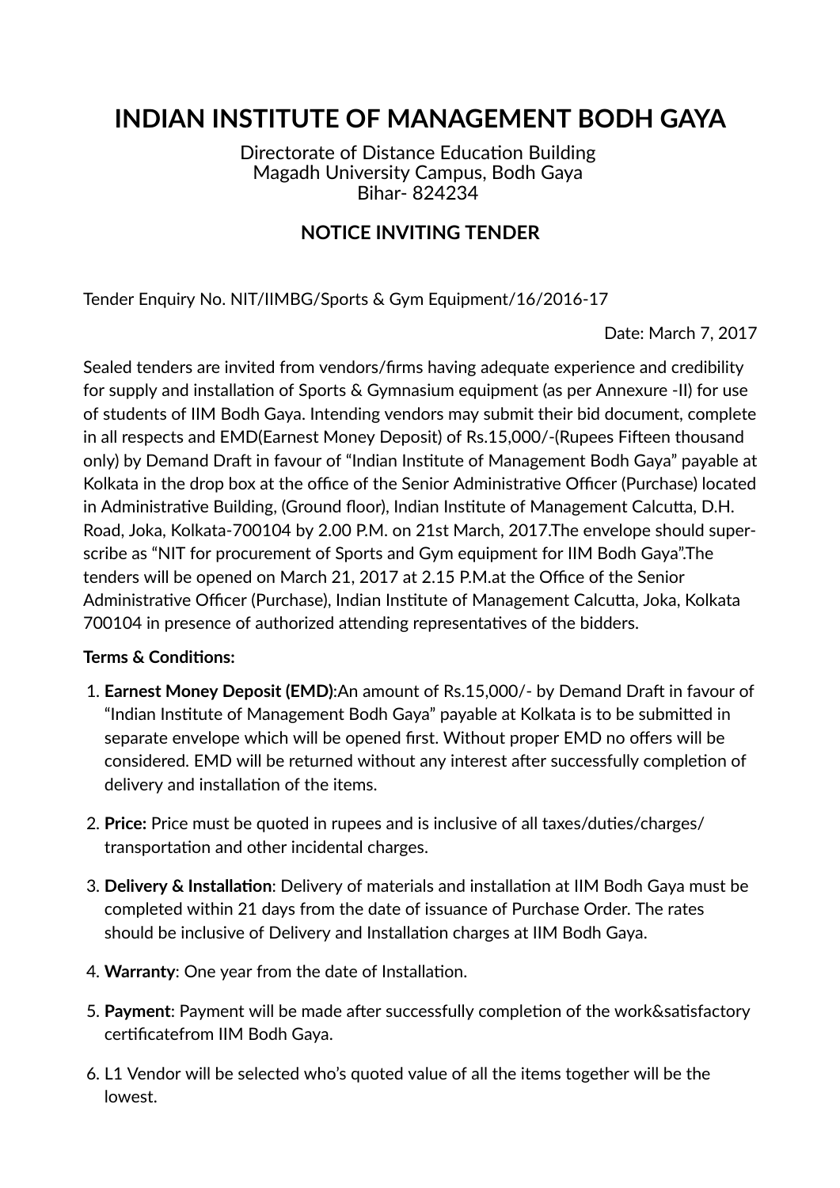# INDIAN INSTITUTE OF MANAGEMENT BODH GAYA

Directorate of Distance Education Building
Magadh University Campus, Bodh Gaya
Bihar- 824234

## NOTICE INVITING TENDER

Tender Enquiry No. NIT/IIMBG/Sports & Gym Equipment/16/2016-17

Date: March 7, 2017

Sealed tenders are invited from vendors/firms having adequate experience and credibility for supply and installation of Sports & Gymnasium equipment (as per Annexure -II) for use of students of IIM Bodh Gaya. Intending vendors may submit their bid document, complete in all respects and EMD(Earnest Money Deposit) of Rs.15,000/-(Rupees Fifteen thousand only) by Demand Draft in favour of "Indian Institute of Management Bodh Gaya" payable at Kolkata in the drop box at the office of the Senior Administrative Officer (Purchase) located in Administrative Building, (Ground floor), Indian Institute of Management Calcutta, D.H. Road, Joka, Kolkata-700104 by 2.00 P.M. on 21st March, 2017.The envelope should super-scribe as "NIT for procurement of Sports and Gym equipment for IIM Bodh Gaya".The tenders will be opened on March 21, 2017 at 2.15 P.M.at the Office of the Senior Administrative Officer (Purchase), Indian Institute of Management Calcutta, Joka, Kolkata 700104 in presence of authorized attending representatives of the bidders.

**Terms & Conditions:**

1. **Earnest Money Deposit (EMD)**:An amount of Rs.15,000/- by Demand Draft in favour of "Indian Institute of Management Bodh Gaya" payable at Kolkata is to be submitted in separate envelope which will be opened first. Without proper EMD no offers will be considered. EMD will be returned without any interest after successfully completion of delivery and installation of the items.

2. **Price:** Price must be quoted in rupees and is inclusive of all taxes/duties/charges/ transportation and other incidental charges.

3. **Delivery & Installation**: Delivery of materials and installation at IIM Bodh Gaya must be completed within 21 days from the date of issuance of Purchase Order. The rates should be inclusive of Delivery and Installation charges at IIM Bodh Gaya.

4. **Warranty**: One year from the date of Installation.

5. **Payment**: Payment will be made after successfully completion of the work&satisfactory certificatefrom IIM Bodh Gaya.

6. L1 Vendor will be selected who's quoted value of all the items together will be the lowest.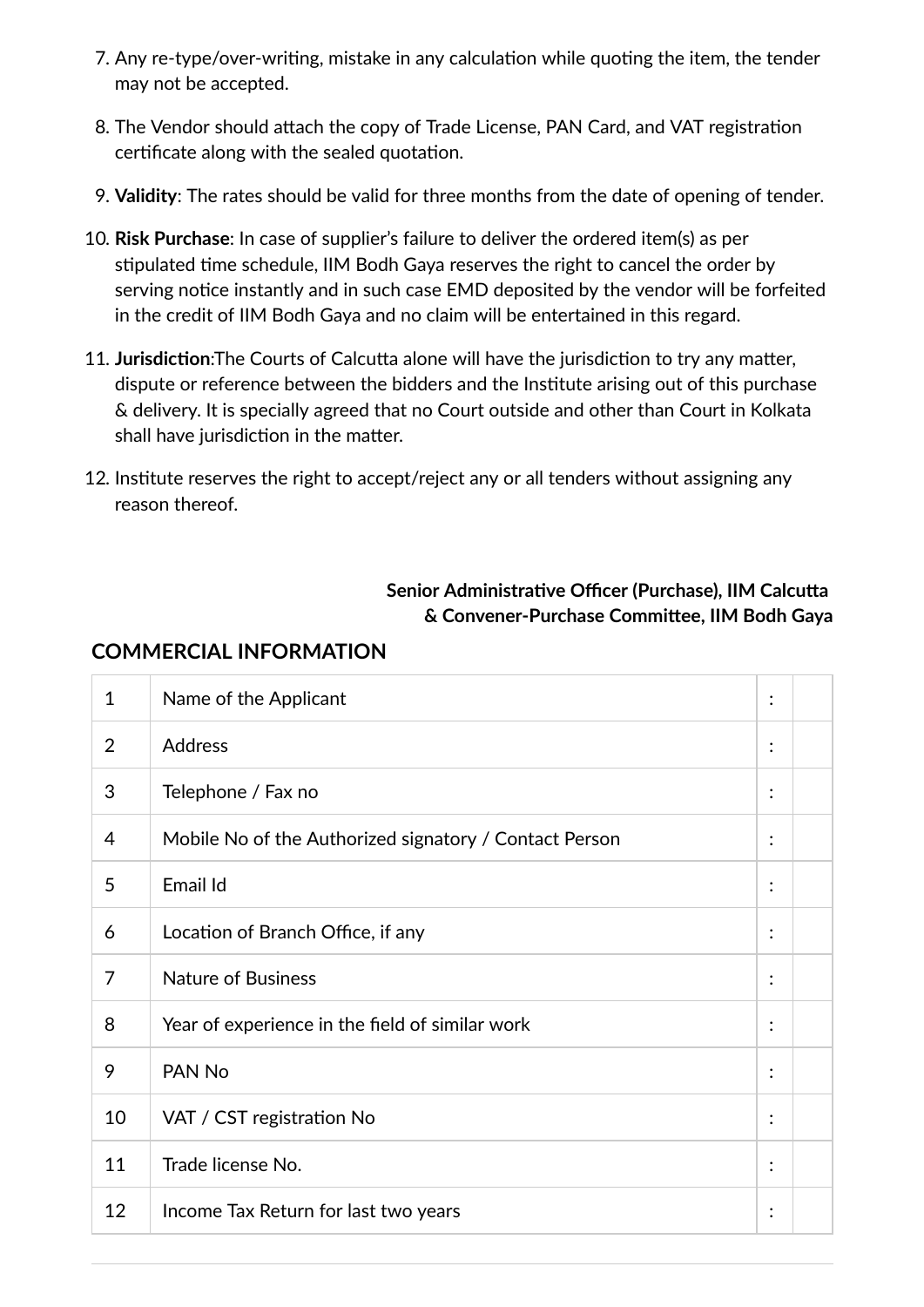7. Any re-type/over-writing, mistake in any calculation while quoting the item, the tender may not be accepted.

8. The Vendor should attach the copy of Trade License, PAN Card, and VAT registration certificate along with the sealed quotation.

9. **Validity**: The rates should be valid for three months from the date of opening of tender.

10. **Risk Purchase**: In case of supplier's failure to deliver the ordered item(s) as per stipulated time schedule, IIM Bodh Gaya reserves the right to cancel the order by serving notice instantly and in such case EMD deposited by the vendor will be forfeited in the credit of IIM Bodh Gaya and no claim will be entertained in this regard.

11. **Jurisdiction**:The Courts of Calcutta alone will have the jurisdiction to try any matter, dispute or reference between the bidders and the Institute arising out of this purchase & delivery. It is specially agreed that no Court outside and other than Court in Kolkata shall have jurisdiction in the matter.

12. Institute reserves the right to accept/reject any or all tenders without assigning any reason thereof.

**Senior Administrative Officer (Purchase), IIM Calcutta**
**& Convener-Purchase Committee, IIM Bodh Gaya**

## COMMERCIAL INFORMATION

| | | | |
|---|---|---|---|
| 1 | Name of the Applicant | : | |
| 2 | Address | : | |
| 3 | Telephone / Fax no | : | |
| 4 | Mobile No of the Authorized signatory / Contact Person | : | |
| 5 | Email Id | : | |
| 6 | Location of Branch Office, if any | : | |
| 7 | Nature of Business | : | |
| 8 | Year of experience in the field of similar work | : | |
| 9 | PAN No | : | |
| 10 | VAT / CST registration No | : | |
| 11 | Trade license No. | : | |
| 12 | Income Tax Return for last two years | : | |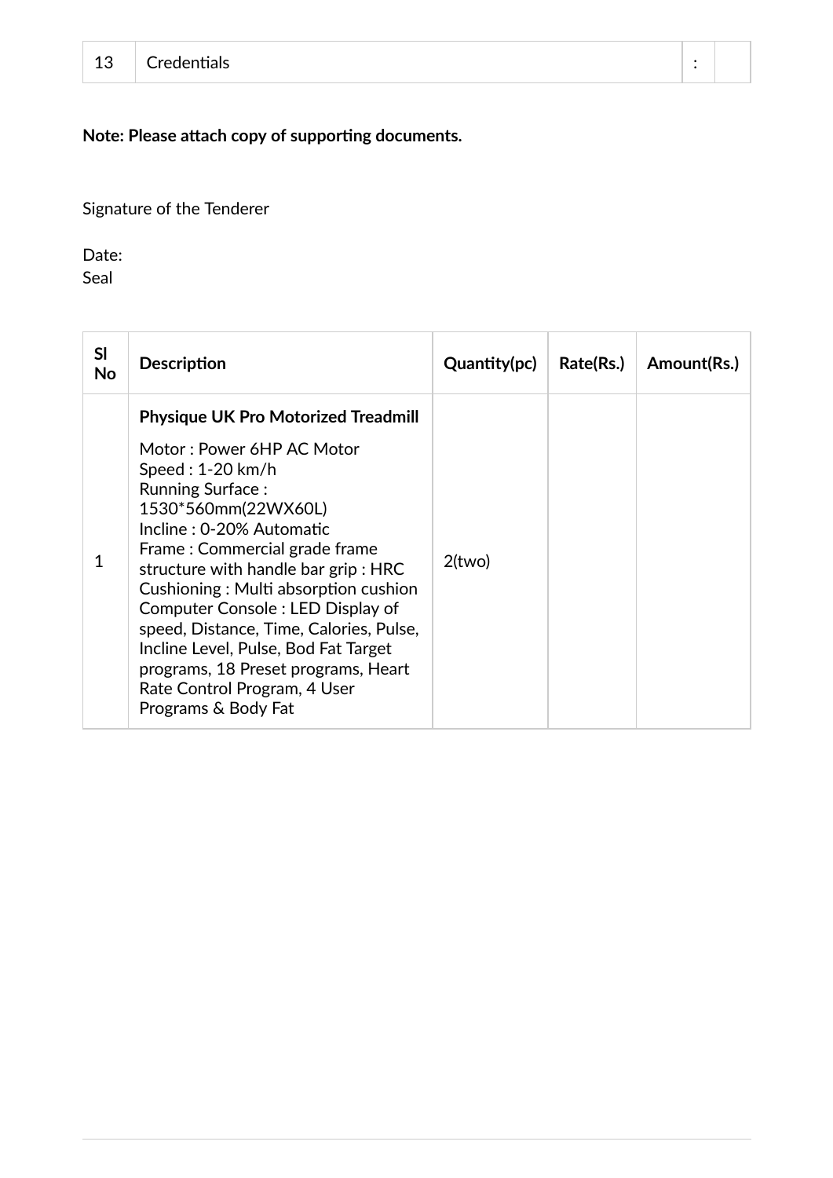| 13 | Credentials | : | |
|---|---|---|---|

**Note: Please attach copy of supporting documents.**

Signature of the Tenderer

Date:
Seal

| Sl No | Description | Quantity(pc) | Rate(Rs.) | Amount(Rs.) |
|---|---|---|---|---|
| 1 | **Physique UK Pro Motorized Treadmill**<br><br>Motor : Power 6HP AC Motor<br>Speed : 1-20 km/h<br>Running Surface : 1530*560mm(22WX60L)<br>Incline : 0-20% Automatic<br>Frame : Commercial grade frame structure with handle bar grip : HRC<br>Cushioning : Multi absorption cushion<br>Computer Console : LED Display of speed, Distance, Time, Calories, Pulse, Incline Level, Pulse, Bod Fat Target programs, 18 Preset programs, Heart Rate Control Program, 4 User Programs & Body Fat | 2(two) | | |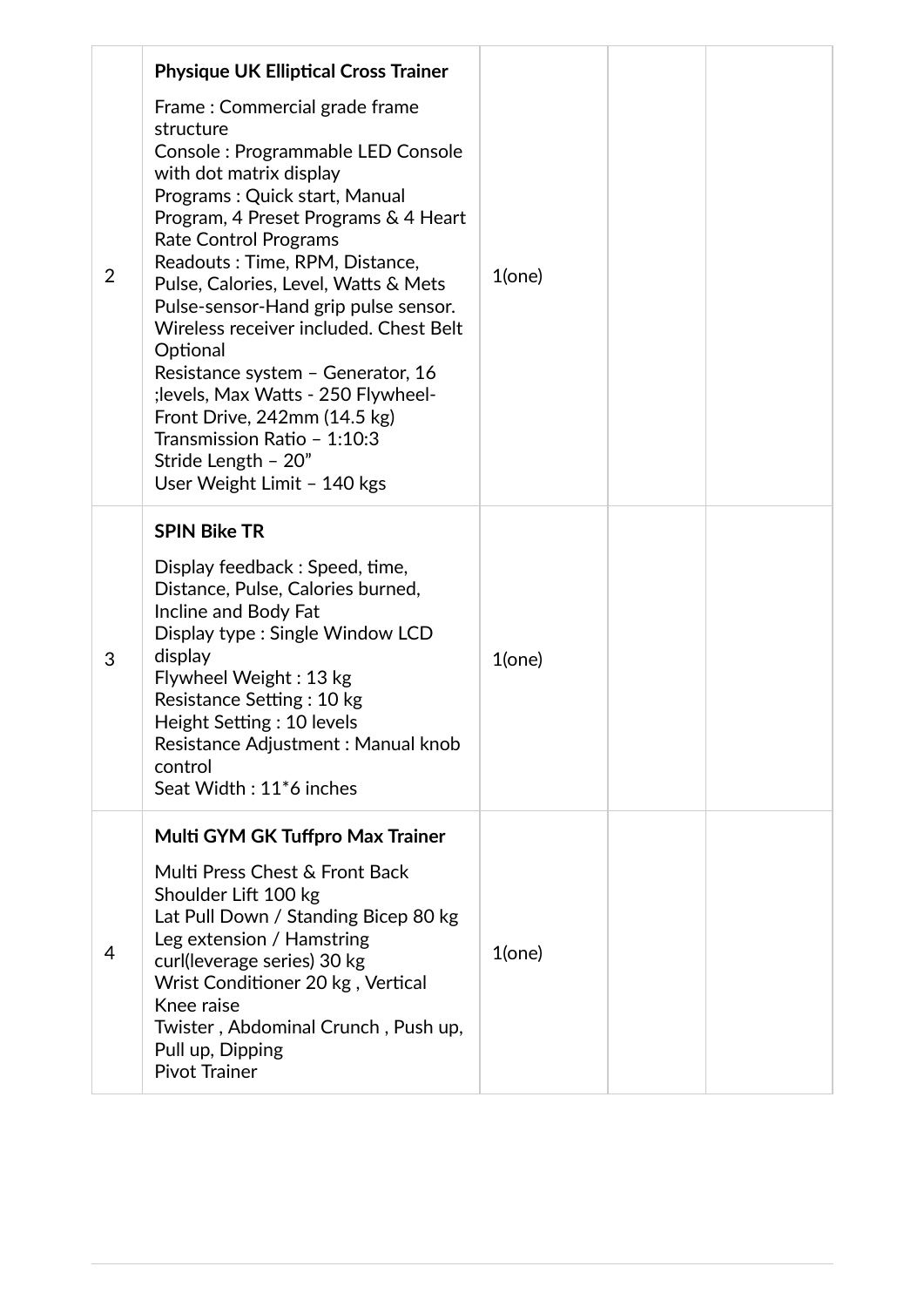| | | | | |
|---|---|---|---|---|
| 2 | **Physique UK Elliptical Cross Trainer**<br><br>Frame : Commercial grade frame structure<br>Console : Programmable LED Console with dot matrix display<br>Programs : Quick start, Manual Program, 4 Preset Programs & 4 Heart Rate Control Programs<br>Readouts : Time, RPM, Distance, Pulse, Calories, Level, Watts & Mets<br>Pulse-sensor-Hand grip pulse sensor. Wireless receiver included. Chest Belt Optional<br>Resistance system – Generator, 16 ;levels, Max Watts - 250 Flywheel-Front Drive, 242mm (14.5 kg)<br>Transmission Ratio – 1:10:3<br>Stride Length – 20"<br>User Weight Limit – 140 kgs | 1(one) | | |
| 3 | **SPIN Bike TR**<br><br>Display feedback : Speed, time, Distance, Pulse, Calories burned, Incline and Body Fat<br>Display type : Single Window LCD display<br>Flywheel Weight : 13 kg<br>Resistance Setting : 10 kg<br>Height Setting : 10 levels<br>Resistance Adjustment : Manual knob control<br>Seat Width : 11*6 inches | 1(one) | | |
| 4 | **Multi GYM GK Tuffpro Max Trainer**<br><br>Multi Press Chest & Front Back Shoulder Lift 100 kg<br>Lat Pull Down / Standing Bicep 80 kg<br>Leg extension / Hamstring curl(leverage series) 30 kg<br>Wrist Conditioner 20 kg , Vertical Knee raise<br>Twister , Abdominal Crunch , Push up, Pull up, Dipping<br>Pivot Trainer | 1(one) | | |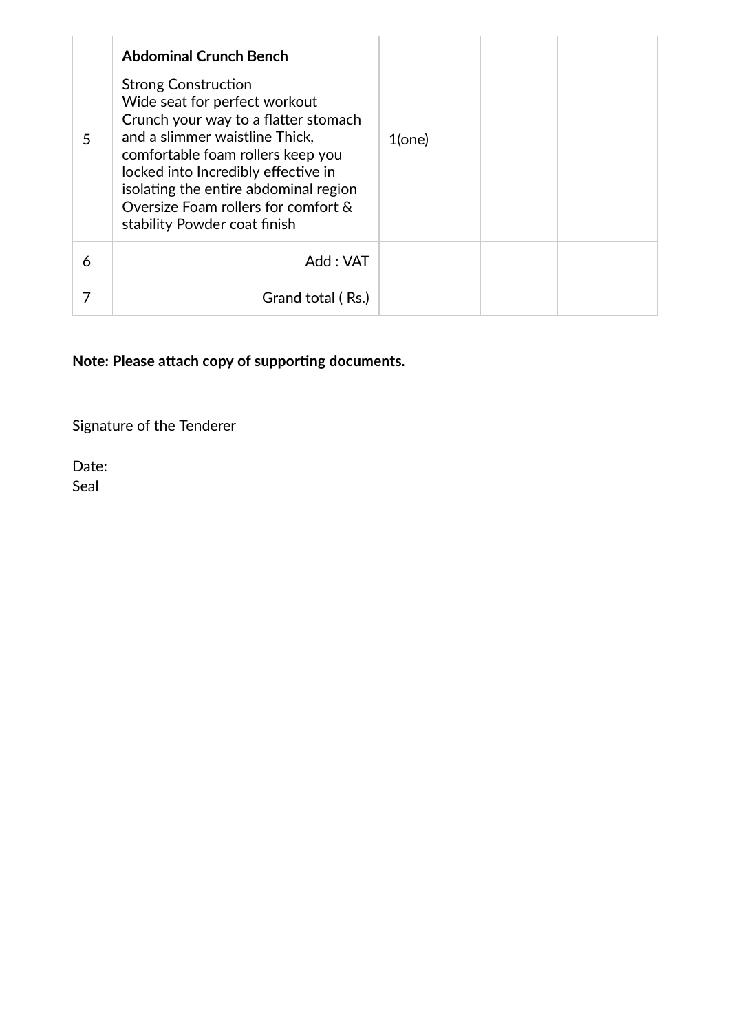| | | | | |
|---|---|---|---|---|
| 5 | **Abdominal Crunch Bench**<br><br>Strong Construction<br>Wide seat for perfect workout<br>Crunch your way to a flatter stomach and a slimmer waistline Thick, comfortable foam rollers keep you locked into Incredibly effective in isolating the entire abdominal region Oversize Foam rollers for comfort & stability Powder coat finish | 1(one) | | |
| 6 | Add : VAT | | | |
| 7 | Grand total ( Rs.) | | | |

**Note: Please attach copy of supporting documents.**

Signature of the Tenderer

Date:
Seal